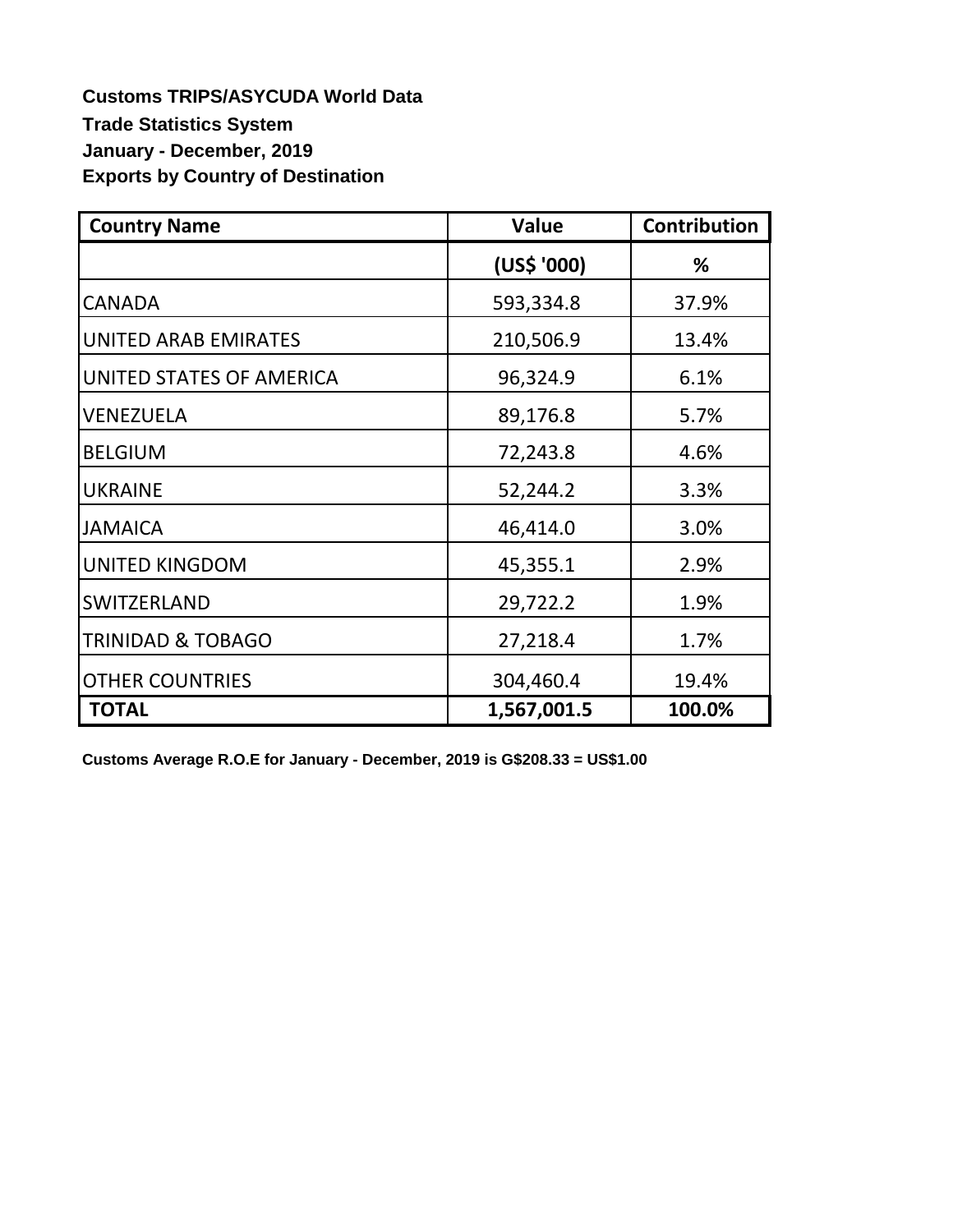**Customs TRIPS/ASYCUDA World Data**

**Trade Statistics System**

**January - December, 2019**

**Exports by Country of Destination**

| Country Name | Value | Contribution |
|---|---|---|
| | (US$ '000) | % |
| CANADA | 593,334.8 | 37.9% |
| UNITED ARAB EMIRATES | 210,506.9 | 13.4% |
| UNITED STATES OF AMERICA | 96,324.9 | 6.1% |
| VENEZUELA | 89,176.8 | 5.7% |
| BELGIUM | 72,243.8 | 4.6% |
| UKRAINE | 52,244.2 | 3.3% |
| JAMAICA | 46,414.0 | 3.0% |
| UNITED KINGDOM | 45,355.1 | 2.9% |
| SWITZERLAND | 29,722.2 | 1.9% |
| TRINIDAD & TOBAGO | 27,218.4 | 1.7% |
| OTHER COUNTRIES | 304,460.4 | 19.4% |
| **TOTAL** | **1,567,001.5** | **100.0%** |

**Customs Average R.O.E for January - December, 2019 is G$208.33 = US$1.00**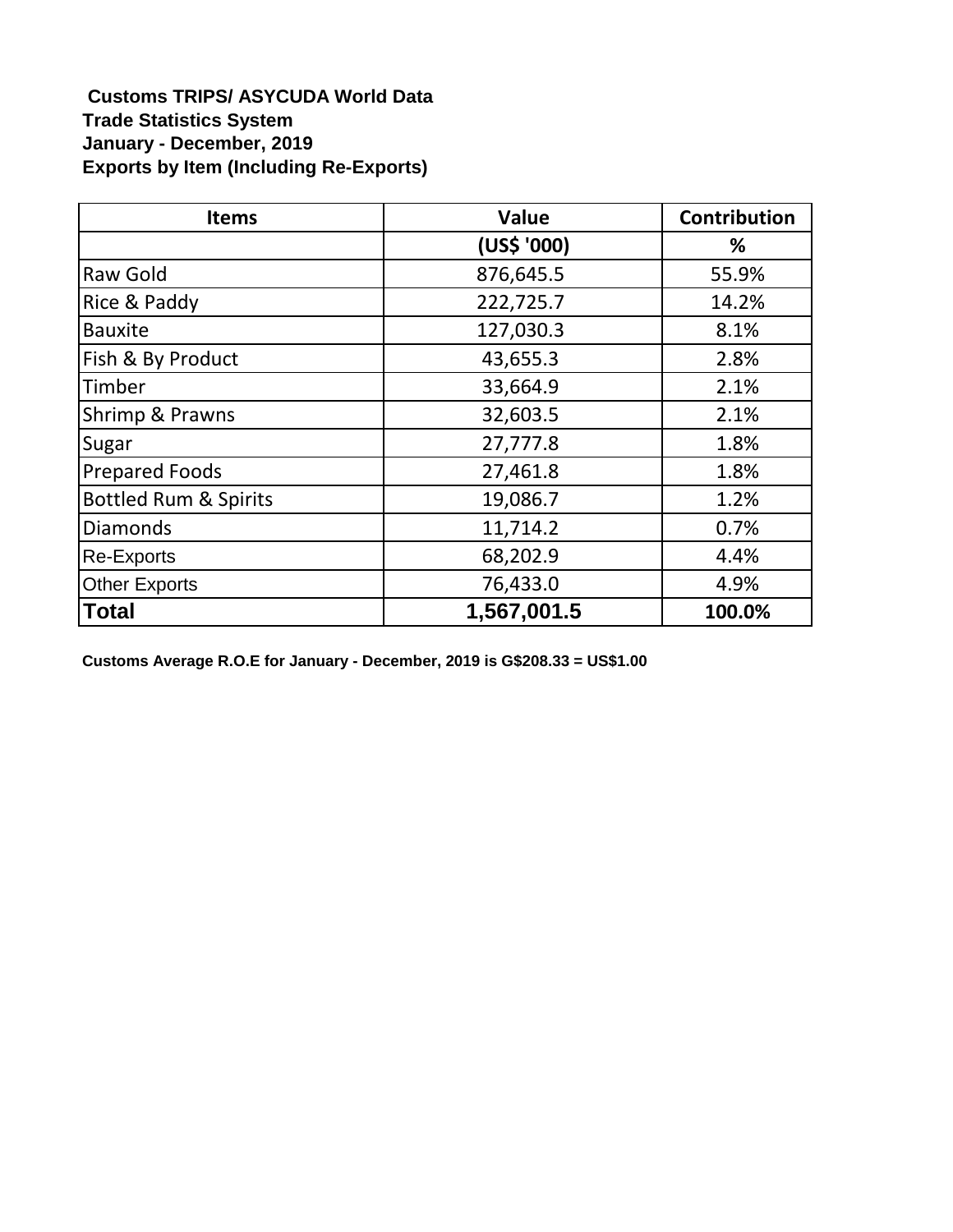**Customs TRIPS/ ASYCUDA World Data**
**Trade Statistics System**
**January - December, 2019**
**Exports by Item (Including Re-Exports)**

| Items | Value | Contribution |
|---|---|---|
| | (US$ '000) | % |
| Raw Gold | 876,645.5 | 55.9% |
| Rice & Paddy | 222,725.7 | 14.2% |
| Bauxite | 127,030.3 | 8.1% |
| Fish & By Product | 43,655.3 | 2.8% |
| Timber | 33,664.9 | 2.1% |
| Shrimp & Prawns | 32,603.5 | 2.1% |
| Sugar | 27,777.8 | 1.8% |
| Prepared Foods | 27,461.8 | 1.8% |
| Bottled Rum & Spirits | 19,086.7 | 1.2% |
| Diamonds | 11,714.2 | 0.7% |
| Re-Exports | 68,202.9 | 4.4% |
| Other Exports | 76,433.0 | 4.9% |
| **Total** | **1,567,001.5** | **100.0%** |

**Customs Average R.O.E for January - December, 2019 is G$208.33 = US$1.00**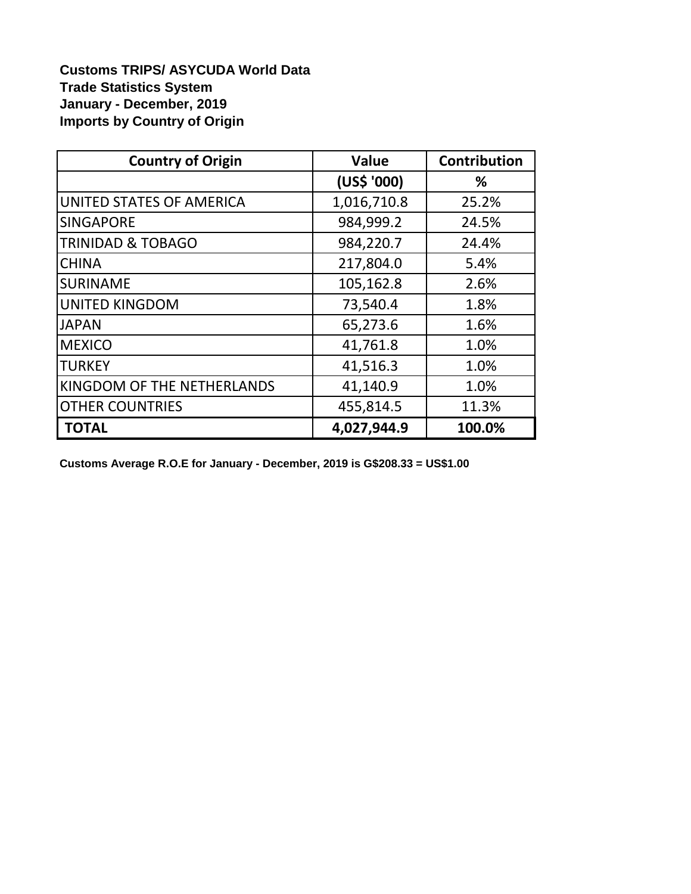**Customs TRIPS/ ASYCUDA World Data**
**Trade Statistics System**
**January - December, 2019**
**Imports by Country of Origin**

| Country of Origin | Value | Contribution |
|---|---|---|
| | (US$ '000) | % |
| UNITED STATES OF AMERICA | 1,016,710.8 | 25.2% |
| SINGAPORE | 984,999.2 | 24.5% |
| TRINIDAD & TOBAGO | 984,220.7 | 24.4% |
| CHINA | 217,804.0 | 5.4% |
| SURINAME | 105,162.8 | 2.6% |
| UNITED KINGDOM | 73,540.4 | 1.8% |
| JAPAN | 65,273.6 | 1.6% |
| MEXICO | 41,761.8 | 1.0% |
| TURKEY | 41,516.3 | 1.0% |
| KINGDOM OF THE NETHERLANDS | 41,140.9 | 1.0% |
| OTHER COUNTRIES | 455,814.5 | 11.3% |
| **TOTAL** | **4,027,944.9** | **100.0%** |

**Customs Average R.O.E for January - December, 2019 is G$208.33 = US$1.00**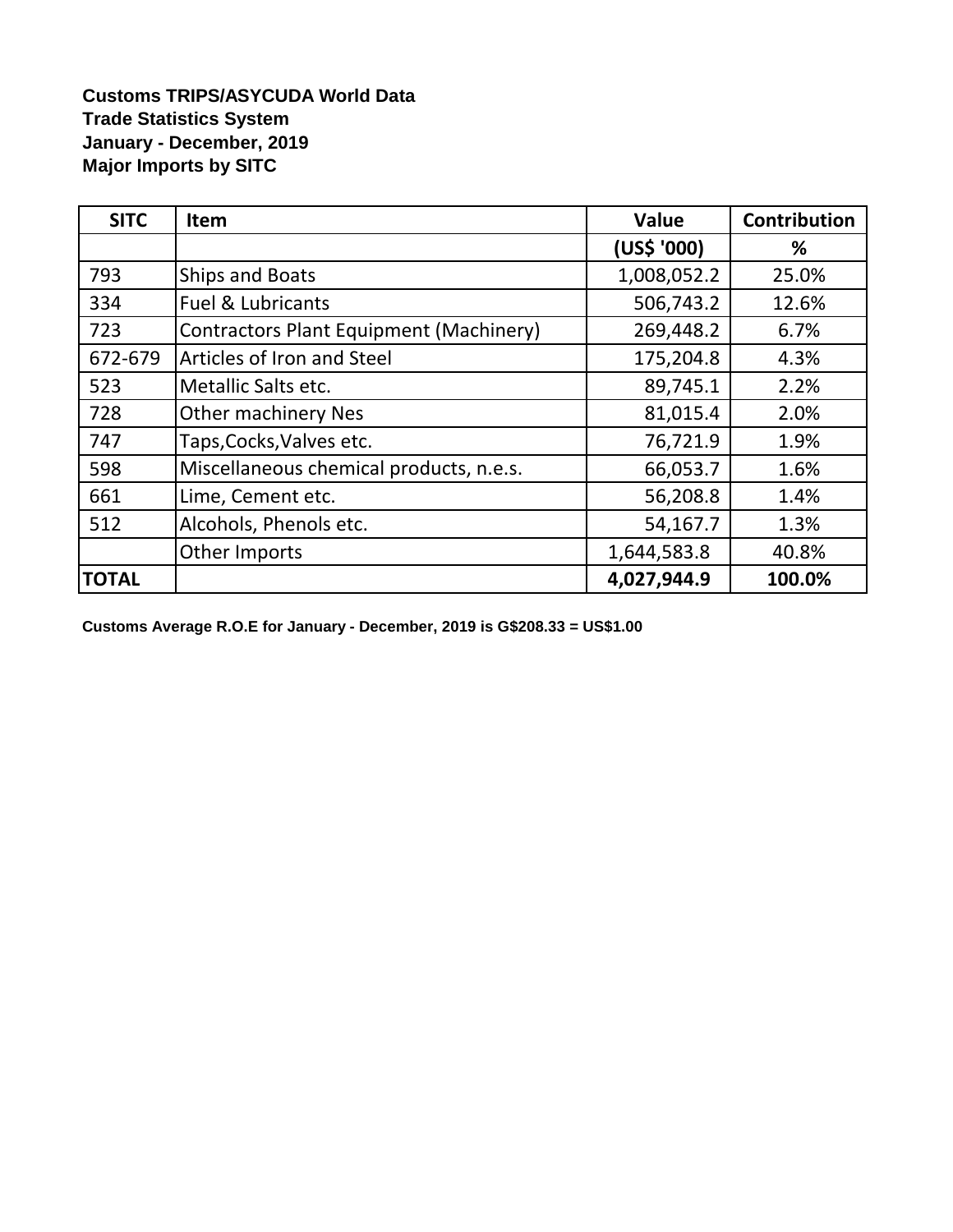**Customs TRIPS/ASYCUDA World Data**
**Trade Statistics System**
**January - December, 2019**
**Major Imports by SITC**

| SITC | Item | Value | Contribution |
|---|---|---|---|
| | | (US$ '000) | % |
| 793 | Ships and Boats | 1,008,052.2 | 25.0% |
| 334 | Fuel & Lubricants | 506,743.2 | 12.6% |
| 723 | Contractors Plant Equipment (Machinery) | 269,448.2 | 6.7% |
| 672-679 | Articles of Iron and Steel | 175,204.8 | 4.3% |
| 523 | Metallic Salts etc. | 89,745.1 | 2.2% |
| 728 | Other machinery Nes | 81,015.4 | 2.0% |
| 747 | Taps,Cocks,Valves etc. | 76,721.9 | 1.9% |
| 598 | Miscellaneous chemical products, n.e.s. | 66,053.7 | 1.6% |
| 661 | Lime, Cement etc. | 56,208.8 | 1.4% |
| 512 | Alcohols, Phenols etc. | 54,167.7 | 1.3% |
| | Other Imports | 1,644,583.8 | 40.8% |
| **TOTAL** | | **4,027,944.9** | **100.0%** |

**Customs Average R.O.E for January - December, 2019 is G$208.33 = US$1.00**